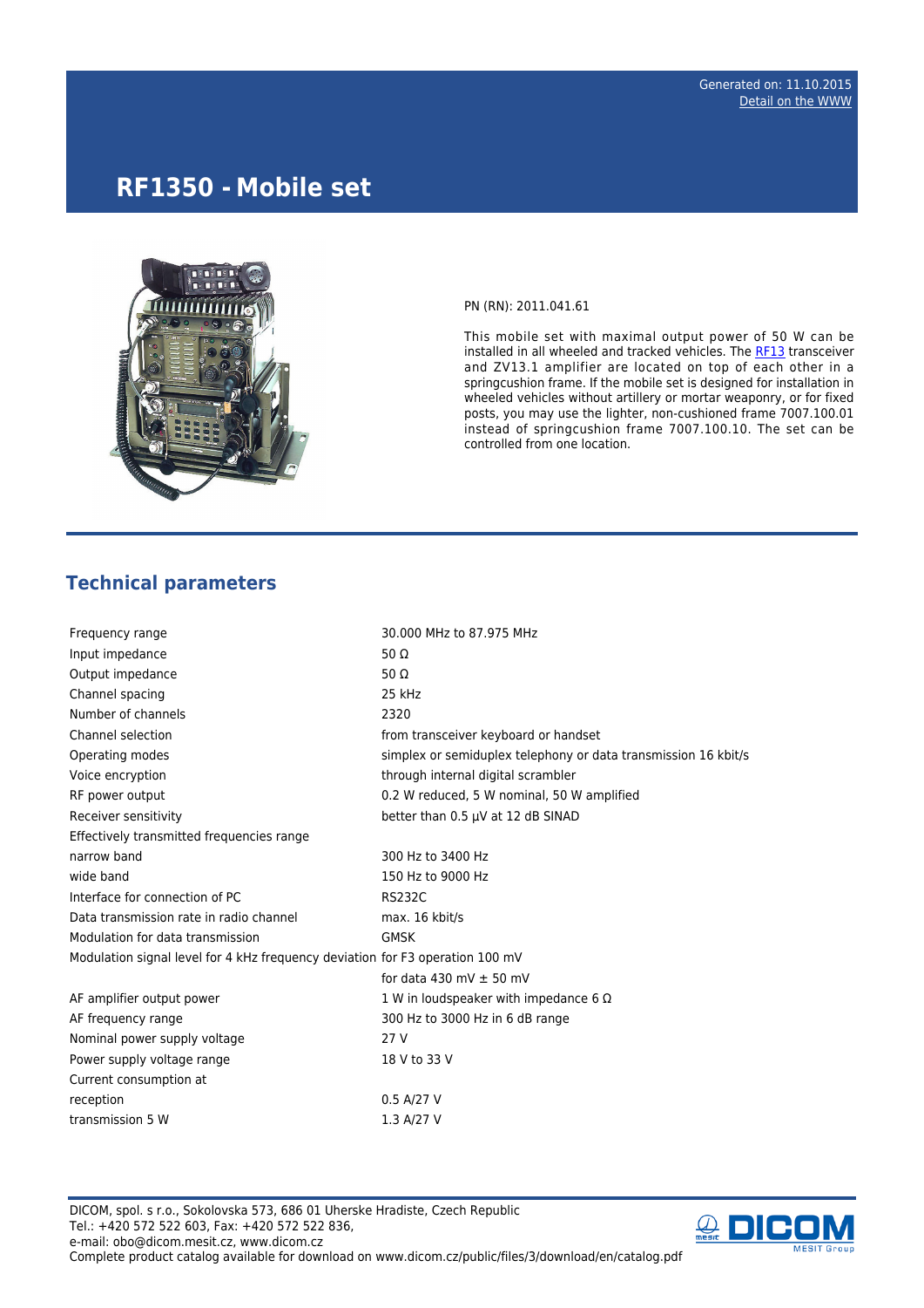Generated on: 11.10.2015
Detail on the WWW

# RF1350 - Mobile set

PN (RN): 2011.041.61

This mobile set with maximal output power of 50 W can be installed in all wheeled and tracked vehicles. The RF13 transceiver and ZV13.1 amplifier are located on top of each other in a springcushion frame. If the mobile set is designed for installation in wheeled vehicles without artillery or mortar weaponry, or for fixed posts, you may use the lighter, non-cushioned frame 7007.100.01 instead of springcushion frame 7007.100.10. The set can be controlled from one location.

## Technical parameters

| | |
|---|---|
| Frequency range | 30.000 MHz to 87.975 MHz |
| Input impedance | 50 Ω |
| Output impedance | 50 Ω |
| Channel spacing | 25 kHz |
| Number of channels | 2320 |
| Channel selection | from transceiver keyboard or handset |
| Operating modes | simplex or semiduplex telephony or data transmission 16 kbit/s |
| Voice encryption | through internal digital scrambler |
| RF power output | 0.2 W reduced, 5 W nominal, 50 W amplified |
| Receiver sensitivity | better than 0.5 µV at 12 dB SINAD |
| Effectively transmitted frequencies range | |
| narrow band | 300 Hz to 3400 Hz |
| wide band | 150 Hz to 9000 Hz |
| Interface for connection of PC | RS232C |
| Data transmission rate in radio channel | max. 16 kbit/s |
| Modulation for data transmission | GMSK |
| Modulation signal level for 4 kHz frequency deviation | for F3 operation 100 mV |
| | for data 430 mV ± 50 mV |
| AF amplifier output power | 1 W in loudspeaker with impedance 6 Ω |
| AF frequency range | 300 Hz to 3000 Hz in 6 dB range |
| Nominal power supply voltage | 27 V |
| Power supply voltage range | 18 V to 33 V |
| Current consumption at | |
| reception | 0.5 A/27 V |
| transmission 5 W | 1.3 A/27 V |

DICOM, spol. s r.o., Sokolovska 573, 686 01 Uherske Hradiste, Czech Republic
Tel.: +420 572 522 603, Fax: +420 572 522 836,
e-mail: obo@dicom.mesit.cz, www.dicom.cz
Complete product catalog available for download on www.dicom.cz/public/files/3/download/en/catalog.pdf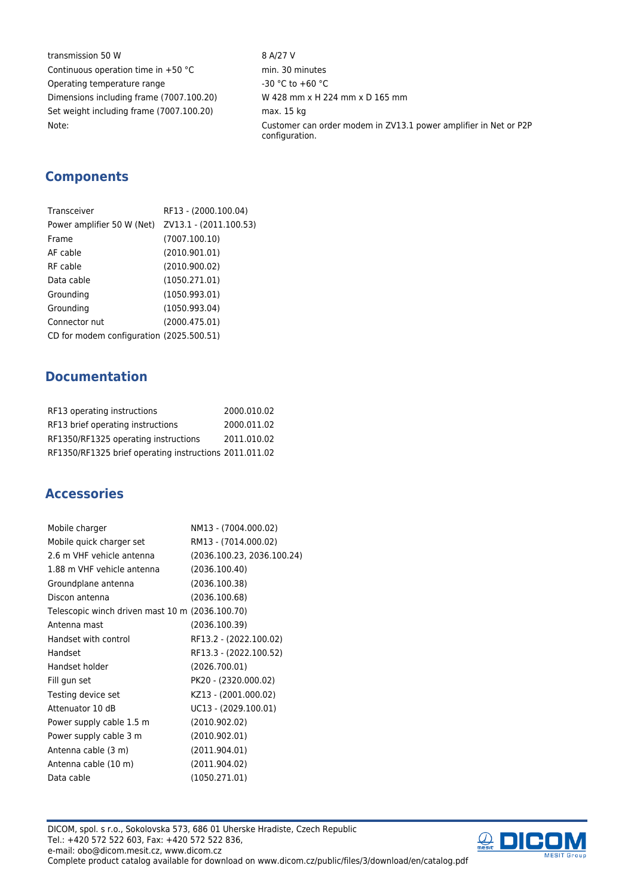| | |
|---|---|
| transmission 50 W | 8 A/27 V |
| Continuous operation time in +50 °C | min. 30 minutes |
| Operating temperature range | -30 °C to +60 °C |
| Dimensions including frame (7007.100.20) | W 428 mm x H 224 mm x D 165 mm |
| Set weight including frame (7007.100.20) | max. 15 kg |
| Note: | Customer can order modem in ZV13.1 power amplifier in Net or P2P configuration. |

## Components

| | |
|---|---|
| Transceiver | RF13 - (2000.100.04) |
| Power amplifier 50 W (Net) | ZV13.1 - (2011.100.53) |
| Frame | (7007.100.10) |
| AF cable | (2010.901.01) |
| RF cable | (2010.900.02) |
| Data cable | (1050.271.01) |
| Grounding | (1050.993.01) |
| Grounding | (1050.993.04) |
| Connector nut | (2000.475.01) |
| CD for modem configuration | (2025.500.51) |

## Documentation

| | |
|---|---|
| RF13 operating instructions | 2000.010.02 |
| RF13 brief operating instructions | 2000.011.02 |
| RF1350/RF1325 operating instructions | 2011.010.02 |
| RF1350/RF1325 brief operating instructions | 2011.011.02 |

## Accessories

| | |
|---|---|
| Mobile charger | NM13 - (7004.000.02) |
| Mobile quick charger set | RM13 - (7014.000.02) |
| 2.6 m VHF vehicle antenna | (2036.100.23, 2036.100.24) |
| 1.88 m VHF vehicle antenna | (2036.100.40) |
| Groundplane antenna | (2036.100.38) |
| Discon antenna | (2036.100.68) |
| Telescopic winch driven mast 10 m | (2036.100.70) |
| Antenna mast | (2036.100.39) |
| Handset with control | RF13.2 - (2022.100.02) |
| Handset | RF13.3 - (2022.100.52) |
| Handset holder | (2026.700.01) |
| Fill gun set | PK20 - (2320.000.02) |
| Testing device set | KZ13 - (2001.000.02) |
| Attenuator 10 dB | UC13 - (2029.100.01) |
| Power supply cable 1.5 m | (2010.902.02) |
| Power supply cable 3 m | (2010.902.01) |
| Antenna cable (3 m) | (2011.904.01) |
| Antenna cable (10 m) | (2011.904.02) |
| Data cable | (1050.271.01) |

DICOM, spol. s r.o., Sokolovska 573, 686 01 Uherske Hradiste, Czech Republic
Tel.: +420 572 522 603, Fax: +420 572 522 836,
e-mail: obo@dicom.mesit.cz, www.dicom.cz
Complete product catalog available for download on www.dicom.cz/public/files/3/download/en/catalog.pdf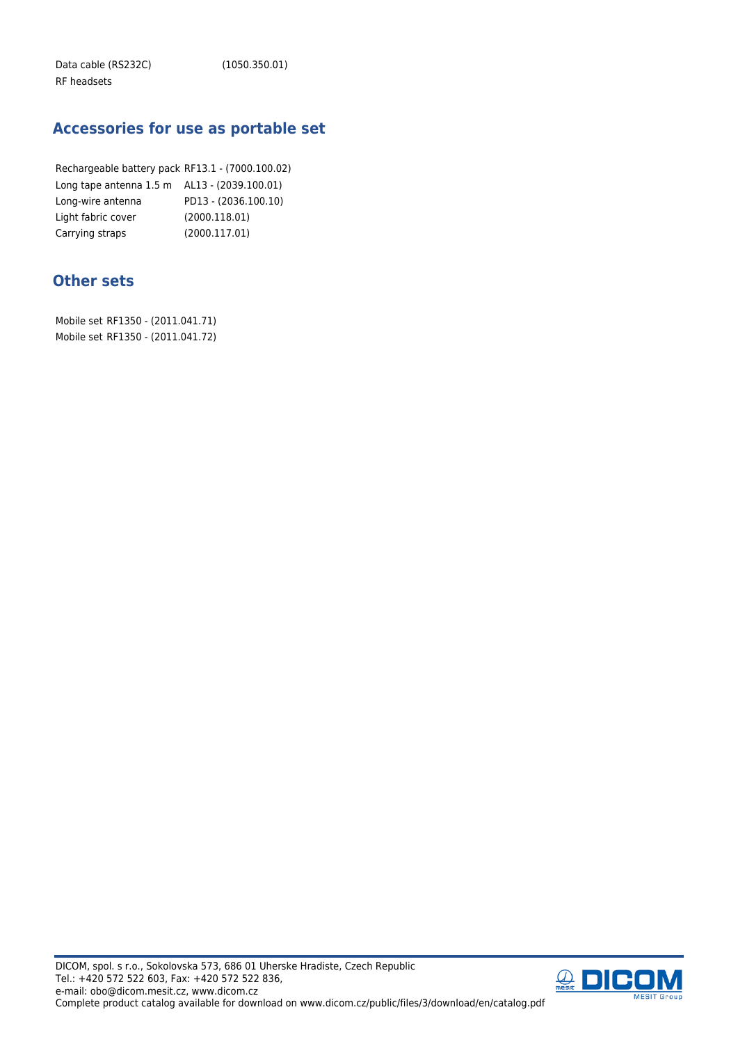| | |
|---|---|
| Data cable (RS232C) | (1050.350.01) |
| RF headsets | |

## Accessories for use as portable set

| | |
|---|---|
| Rechargeable battery pack | RF13.1 - (7000.100.02) |
| Long tape antenna 1.5 m | AL13 - (2039.100.01) |
| Long-wire antenna | PD13 - (2036.100.10) |
| Light fabric cover | (2000.118.01) |
| Carrying straps | (2000.117.01) |

## Other sets

Mobile set RF1350 - (2011.041.71)
Mobile set RF1350 - (2011.041.72)

DICOM, spol. s r.o., Sokolovska 573, 686 01 Uherske Hradiste, Czech Republic
Tel.: +420 572 522 603, Fax: +420 572 522 836,
e-mail: obo@dicom.mesit.cz, www.dicom.cz
Complete product catalog available for download on www.dicom.cz/public/files/3/download/en/catalog.pdf